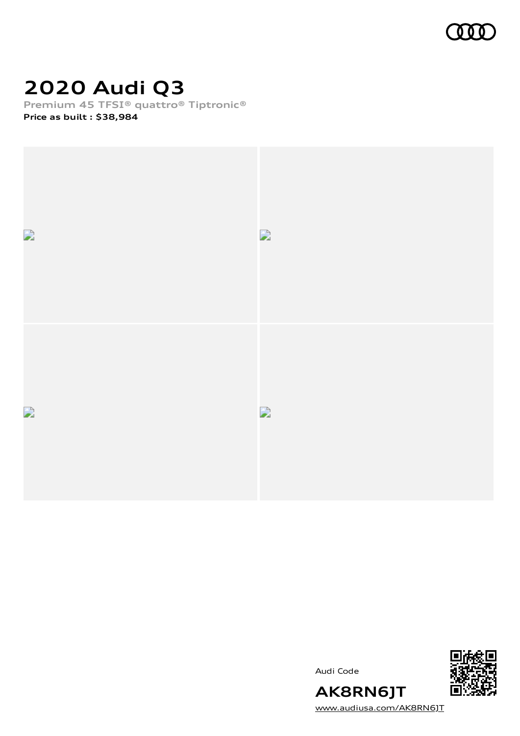# 2020 Audi Q3

**Premium 45 TFSI® quattro® Tiptronic®**

**Price as built : $38,984**

Audi Code

**AK8RN6JT**

www.audiusa.com/AK8RN6JT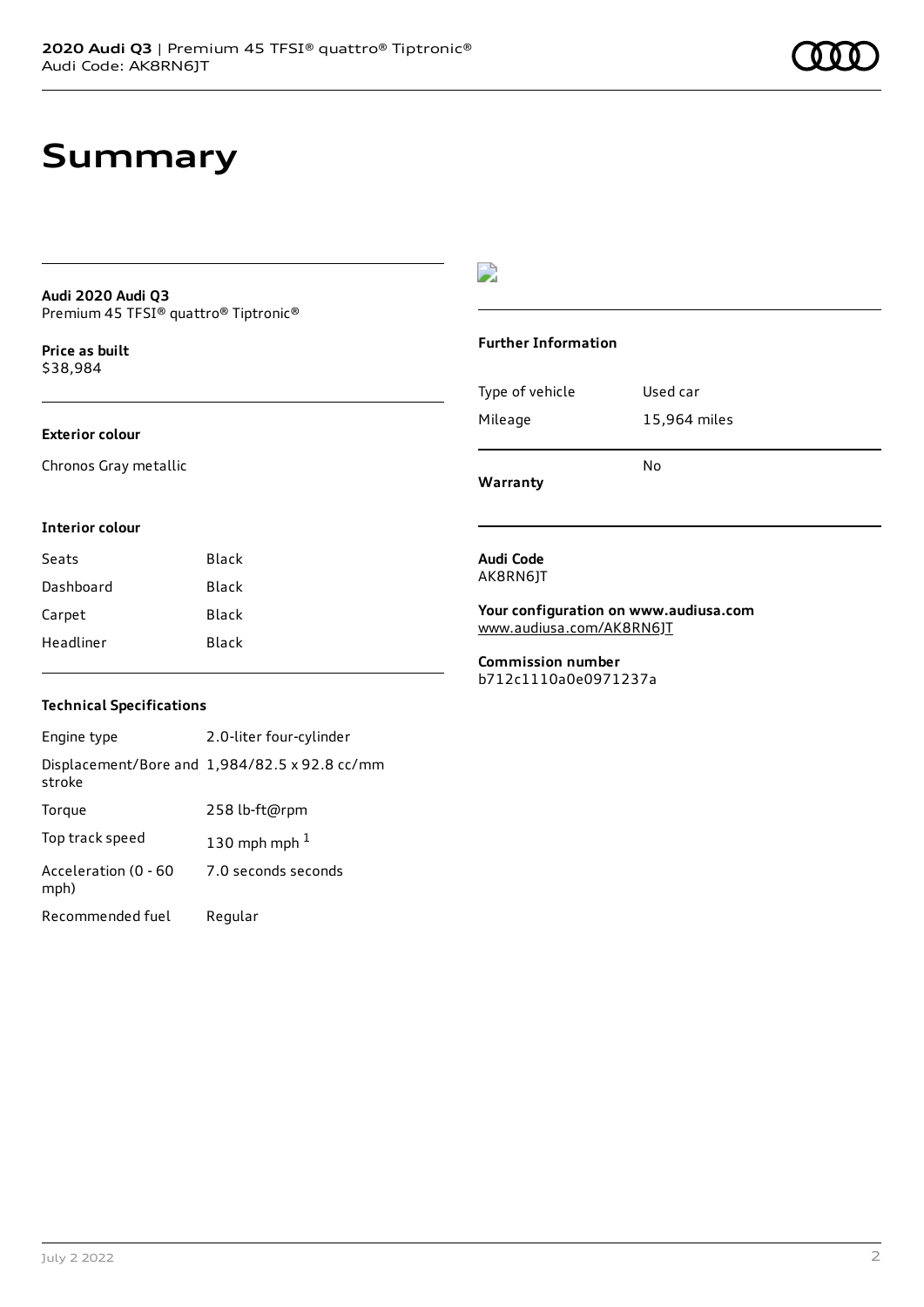# Summary

**Audi 2020 Audi Q3**
Premium 45 TFSI® quattro® Tiptronic®

**Price as built**
$38,984

**Exterior colour**

Chronos Gray metallic

**Interior colour**

| | |
|---|---|
| Seats | Black |
| Dashboard | Black |
| Carpet | Black |
| Headliner | Black |

**Technical Specifications**

| | |
|---|---|
| Engine type | 2.0-liter four-cylinder |
| Displacement/Bore and stroke | 1,984/82.5 x 92.8 cc/mm |
| Torque | 258 lb-ft@rpm |
| Top track speed | 130 mph mph [1] |
| Acceleration (0 - 60 mph) | 7.0 seconds seconds |
| Recommended fuel | Regular |

**Further Information**

| | |
|---|---|
| Type of vehicle | Used car |
| Mileage | 15,964 miles |
| **Warranty** | No |

**Audi Code**
AK8RN6JT

**Your configuration on www.audiusa.com**
www.audiusa.com/AK8RN6JT

**Commission number**
b712c1110a0e0971237a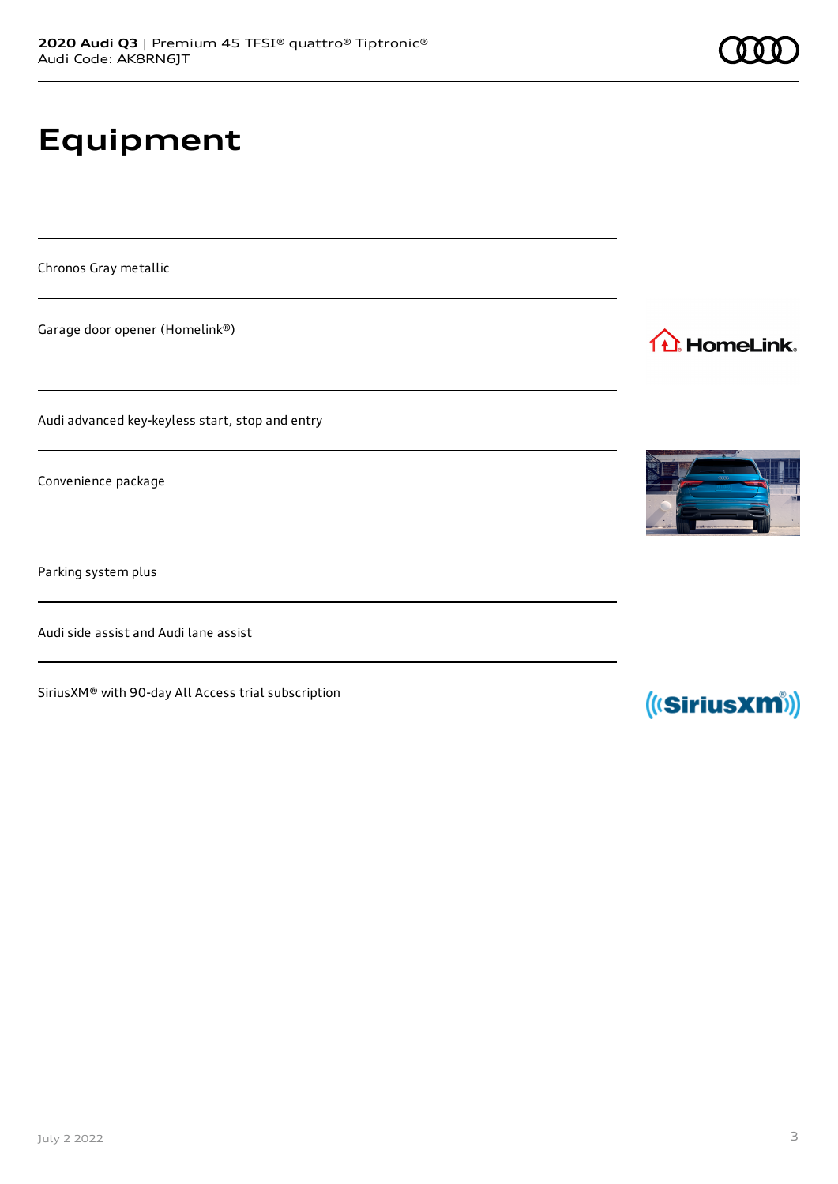# Equipment

Chronos Gray metallic

Garage door opener (Homelink®)

Audi advanced key-keyless start, stop and entry

Convenience package

Parking system plus

Audi side assist and Audi lane assist

SiriusXM® with 90-day All Access trial subscription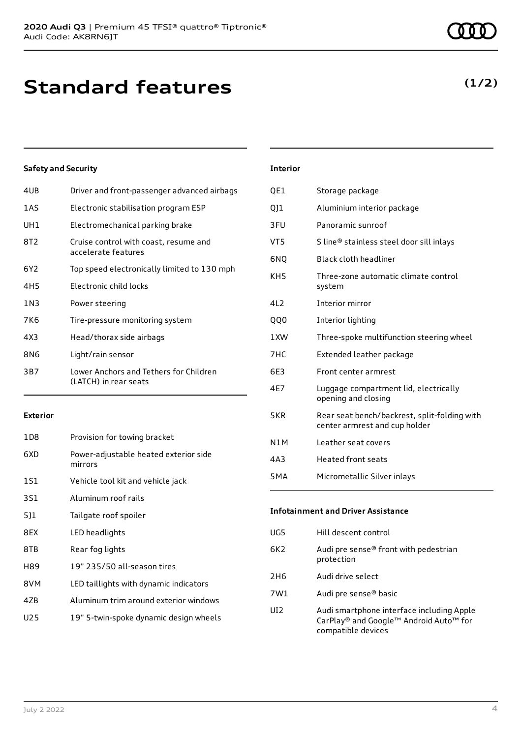# Standard features

**(1/2)**

### Safety and Security

| | |
|---|---|
| 4UB | Driver and front-passenger advanced airbags |
| 1AS | Electronic stabilisation program ESP |
| UH1 | Electromechanical parking brake |
| 8T2 | Cruise control with coast, resume and accelerate features |
| 6Y2 | Top speed electronically limited to 130 mph |
| 4H5 | Electronic child locks |
| 1N3 | Power steering |
| 7K6 | Tire-pressure monitoring system |
| 4X3 | Head/thorax side airbags |
| 8N6 | Light/rain sensor |
| 3B7 | Lower Anchors and Tethers for Children (LATCH) in rear seats |

### Exterior

| | |
|---|---|
| 1D8 | Provision for towing bracket |
| 6XD | Power-adjustable heated exterior side mirrors |
| 1S1 | Vehicle tool kit and vehicle jack |
| 3S1 | Aluminum roof rails |
| 5J1 | Tailgate roof spoiler |
| 8EX | LED headlights |
| 8TB | Rear fog lights |
| H89 | 19" 235/50 all-season tires |
| 8VM | LED taillights with dynamic indicators |
| 4ZB | Aluminum trim around exterior windows |
| U25 | 19" 5-twin-spoke dynamic design wheels |

### Interior

| | |
|---|---|
| QE1 | Storage package |
| QJ1 | Aluminium interior package |
| 3FU | Panoramic sunroof |
| VT5 | S line® stainless steel door sill inlays |
| 6NQ | Black cloth headliner |
| KH5 | Three-zone automatic climate control system |
| 4L2 | Interior mirror |
| QQ0 | Interior lighting |
| 1XW | Three-spoke multifunction steering wheel |
| 7HC | Extended leather package |
| 6E3 | Front center armrest |
| 4E7 | Luggage compartment lid, electrically opening and closing |
| 5KR | Rear seat bench/backrest, split-folding with center armrest and cup holder |
| N1M | Leather seat covers |
| 4A3 | Heated front seats |
| 5MA | Micrometallic Silver inlays |

### Infotainment and Driver Assistance

| | |
|---|---|
| UG5 | Hill descent control |
| 6K2 | Audi pre sense® front with pedestrian protection |
| 2H6 | Audi drive select |
| 7W1 | Audi pre sense® basic |
| UI2 | Audi smartphone interface including Apple CarPlay® and Google™ Android Auto™ for compatible devices |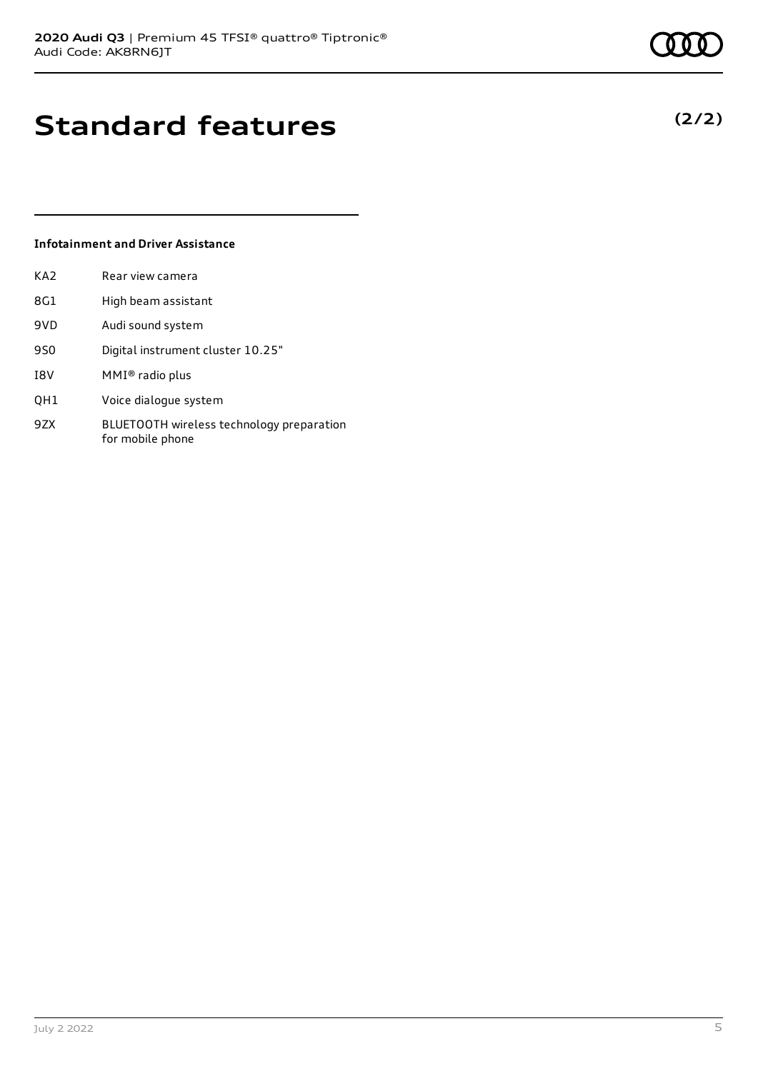# Standard features

**(2/2)**

### Infotainment and Driver Assistance

| | |
|---|---|
| KA2 | Rear view camera |
| 8G1 | High beam assistant |
| 9VD | Audi sound system |
| 9S0 | Digital instrument cluster 10.25" |
| I8V | MMI® radio plus |
| QH1 | Voice dialogue system |
| 9ZX | BLUETOOTH wireless technology preparation for mobile phone |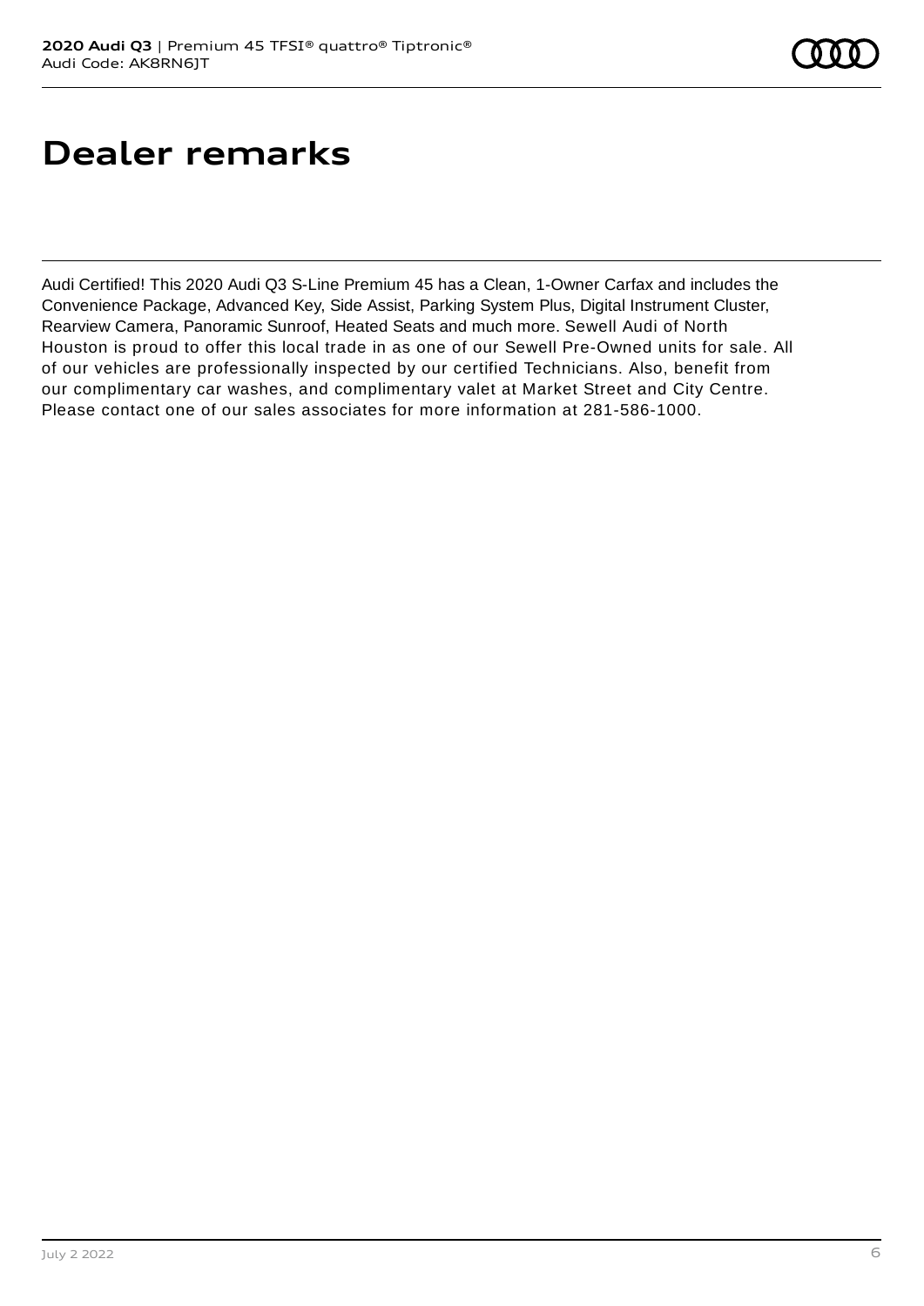# Dealer remarks

Audi Certified! This 2020 Audi Q3 S-Line Premium 45 has a Clean, 1-Owner Carfax and includes the Convenience Package, Advanced Key, Side Assist, Parking System Plus, Digital Instrument Cluster, Rearview Camera, Panoramic Sunroof, Heated Seats and much more. Sewell Audi of North Houston is proud to offer this local trade in as one of our Sewell Pre-Owned units for sale. All of our vehicles are professionally inspected by our certified Technicians. Also, benefit from our complimentary car washes, and complimentary valet at Market Street and City Centre. Please contact one of our sales associates for more information at 281-586-1000.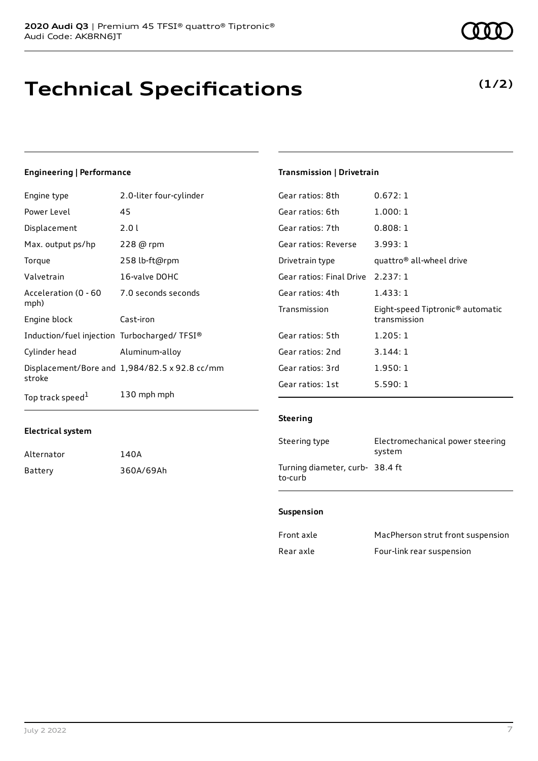# Technical Specifications

**(1/2)**

### Engineering | Performance

| | |
|---|---|
| Engine type | 2.0-liter four-cylinder |
| Power Level | 45 |
| Displacement | 2.0 l |
| Max. output ps/hp | 228 @ rpm |
| Torque | 258 lb-ft@rpm |
| Valvetrain | 16-valve DOHC |
| Acceleration (0 - 60 mph) | 7.0 seconds seconds |
| Engine block | Cast-iron |
| Induction/fuel injection | Turbocharged/ TFSI® |
| Cylinder head | Aluminum-alloy |
| Displacement/Bore and stroke | 1,984/82.5 x 92.8 cc/mm |
| Top track speed[1] | 130 mph mph |

### Electrical system

| | |
|---|---|
| Alternator | 140A |
| Battery | 360A/69Ah |

### Transmission | Drivetrain

| | |
|---|---|
| Gear ratios: 8th | 0.672: 1 |
| Gear ratios: 6th | 1.000: 1 |
| Gear ratios: 7th | 0.808: 1 |
| Gear ratios: Reverse | 3.993: 1 |
| Drivetrain type | quattro® all-wheel drive |
| Gear ratios: Final Drive | 2.237: 1 |
| Gear ratios: 4th | 1.433: 1 |
| Transmission | Eight-speed Tiptronic® automatic transmission |
| Gear ratios: 5th | 1.205: 1 |
| Gear ratios: 2nd | 3.144: 1 |
| Gear ratios: 3rd | 1.950: 1 |
| Gear ratios: 1st | 5.590: 1 |

### Steering

| | |
|---|---|
| Steering type | Electromechanical power steering system |
| Turning diameter, curb-to-curb | 38.4 ft |

### Suspension

| | |
|---|---|
| Front axle | MacPherson strut front suspension |
| Rear axle | Four-link rear suspension |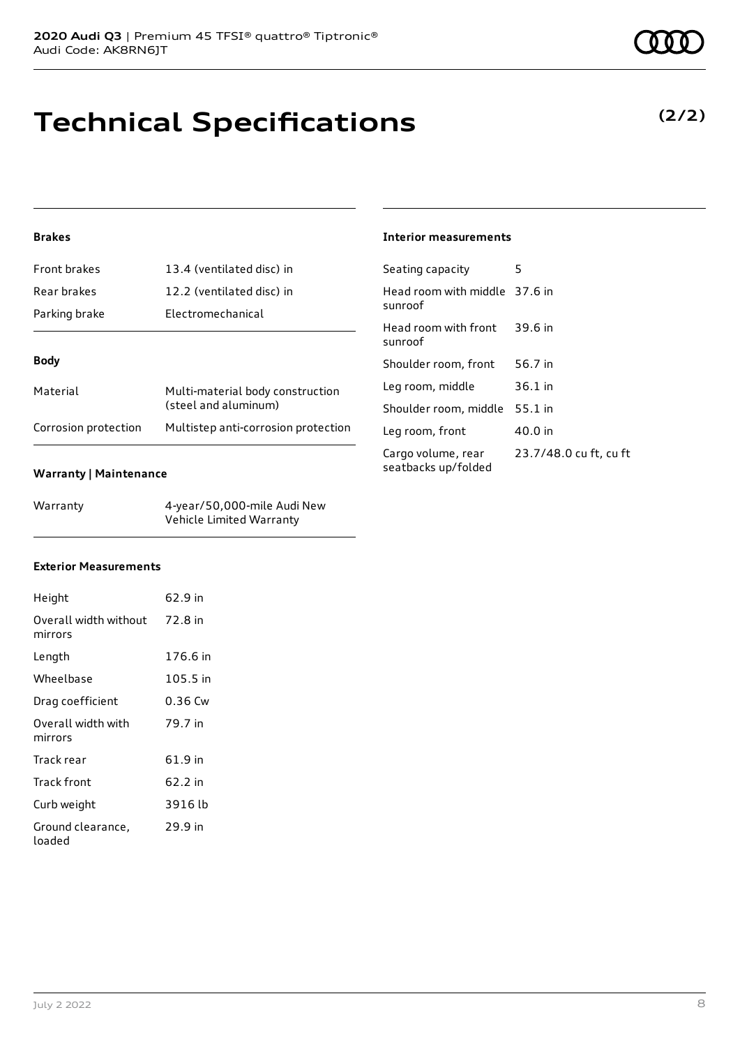# Technical Specifications

**(2/2)**

#### Brakes

| | |
|---|---|
| Front brakes | 13.4 (ventilated disc) in |
| Rear brakes | 12.2 (ventilated disc) in |
| Parking brake | Electromechanical |

#### Body

| | |
|---|---|
| Material | Multi-material body construction (steel and aluminum) |
| Corrosion protection | Multistep anti-corrosion protection |

#### Warranty | Maintenance

| | |
|---|---|
| Warranty | 4-year/50,000-mile Audi New Vehicle Limited Warranty |

#### Exterior Measurements

| | |
|---|---|
| Height | 62.9 in |
| Overall width without mirrors | 72.8 in |
| Length | 176.6 in |
| Wheelbase | 105.5 in |
| Drag coefficient | 0.36 Cw |
| Overall width with mirrors | 79.7 in |
| Track rear | 61.9 in |
| Track front | 62.2 in |
| Curb weight | 3916 lb |
| Ground clearance, loaded | 29.9 in |

#### Interior measurements

| | |
|---|---|
| Seating capacity | 5 |
| Head room with middle sunroof | 37.6 in |
| Head room with front sunroof | 39.6 in |
| Shoulder room, front | 56.7 in |
| Leg room, middle | 36.1 in |
| Shoulder room, middle | 55.1 in |
| Leg room, front | 40.0 in |
| Cargo volume, rear seatbacks up/folded | 23.7/48.0 cu ft, cu ft |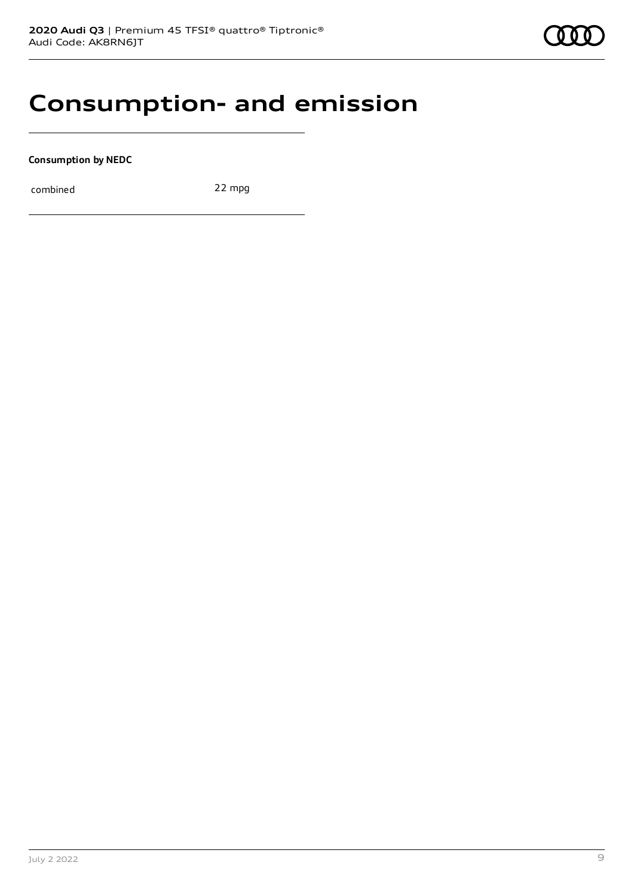# Consumption- and emission

**Consumption by NEDC**

| combined | 22 mpg |
| --- | --- |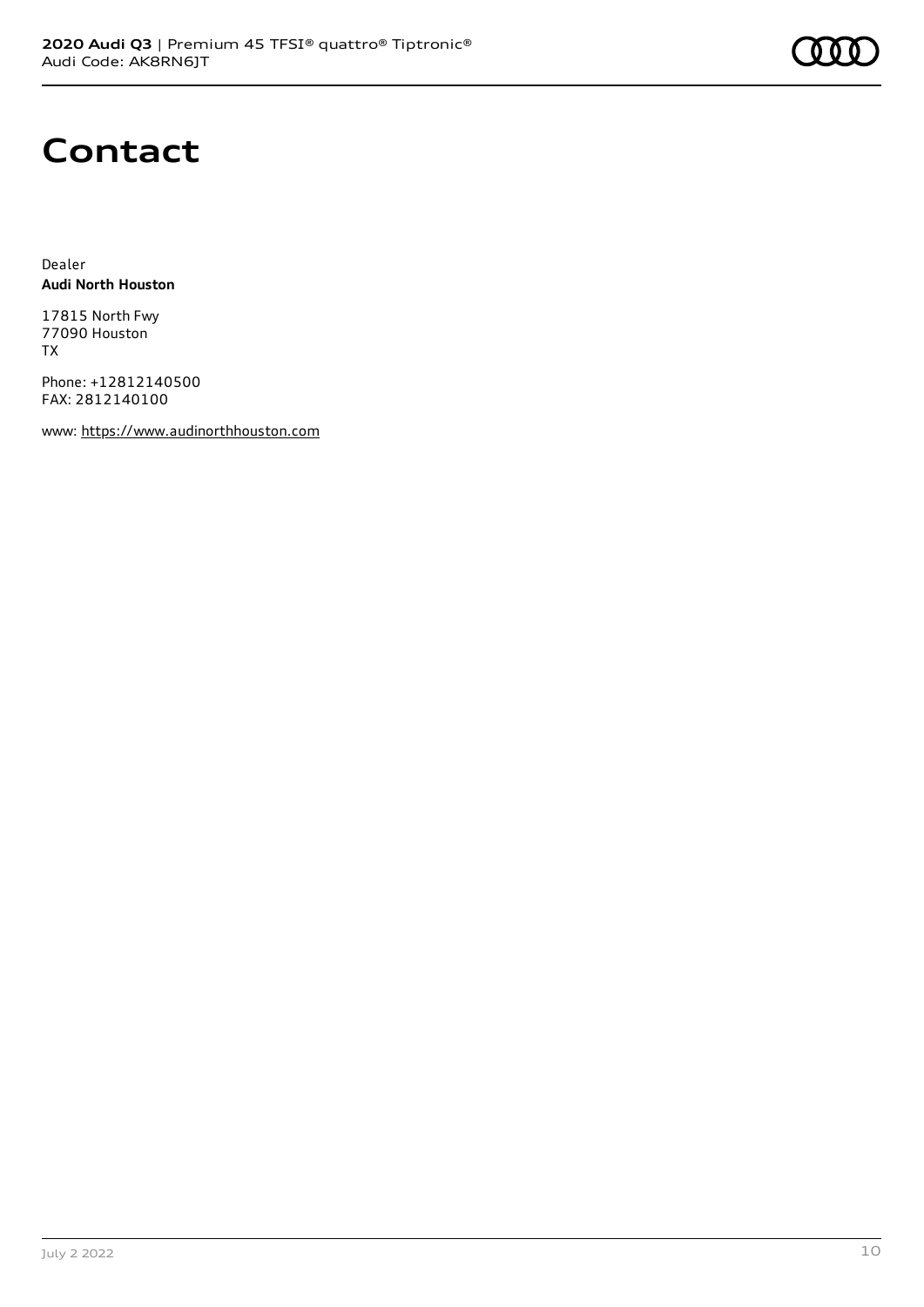# Contact

Dealer
**Audi North Houston**

17815 North Fwy
77090 Houston
TX

Phone: +12812140500
FAX: 2812140100

www: https://www.audinorthhouston.com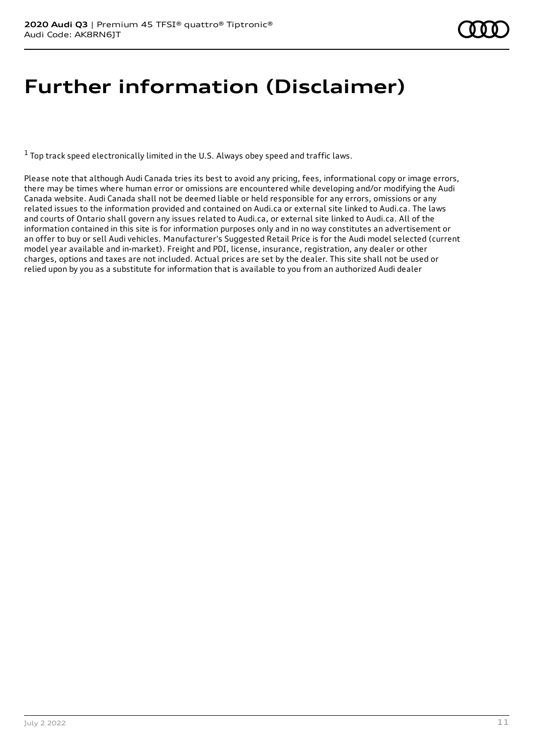# Further information (Disclaimer)

[1] Top track speed electronically limited in the U.S. Always obey speed and traffic laws.

Please note that although Audi Canada tries its best to avoid any pricing, fees, informational copy or image errors, there may be times where human error or omissions are encountered while developing and/or modifying the Audi Canada website. Audi Canada shall not be deemed liable or held responsible for any errors, omissions or any related issues to the information provided and contained on Audi.ca or external site linked to Audi.ca. The laws and courts of Ontario shall govern any issues related to Audi.ca, or external site linked to Audi.ca. All of the information contained in this site is for information purposes only and in no way constitutes an advertisement or an offer to buy or sell Audi vehicles. Manufacturer's Suggested Retail Price is for the Audi model selected (current model year available and in-market). Freight and PDI, license, insurance, registration, any dealer or other charges, options and taxes are not included. Actual prices are set by the dealer. This site shall not be used or relied upon by you as a substitute for information that is available to you from an authorized Audi dealer